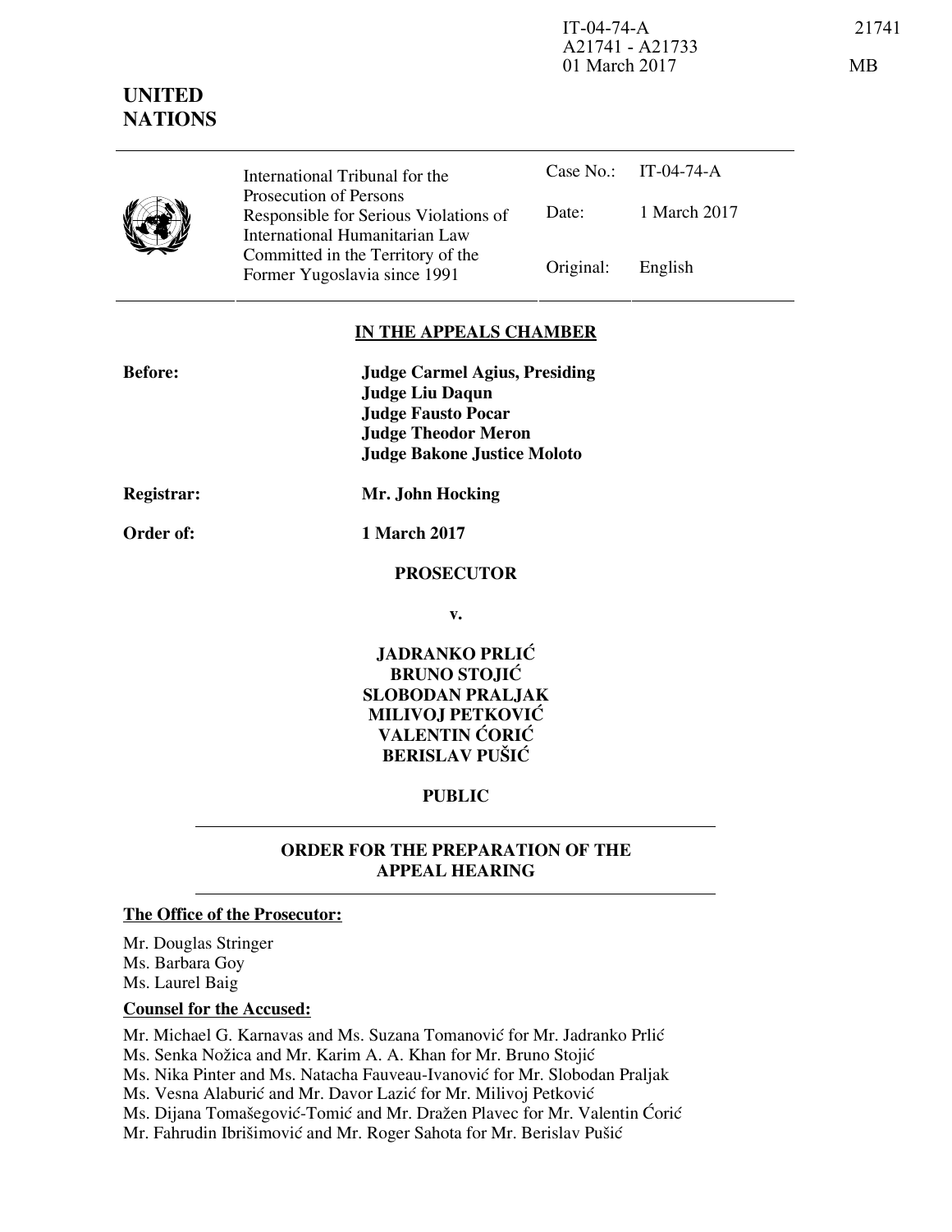IT-04-74-A 21741
A21741 - A21733
01 March 2017 MB

**UNITED NATIONS**

| International Tribunal for the Prosecution of Persons Responsible for Serious Violations of International Humanitarian Law Committed in the Territory of the Former Yugoslavia since 1991 | Case No.: | IT-04-74-A |
|---|---|---|
| | Date: | 1 March 2017 |
| | Original: | English |

## IN THE APPEALS CHAMBER

**Before:** **Judge Carmel Agius, Presiding**
**Judge Liu Daqun**
**Judge Fausto Pocar**
**Judge Theodor Meron**
**Judge Bakone Justice Moloto**

**Registrar:** **Mr. John Hocking**

**Order of:** **1 March 2017**

**PROSECUTOR**

**v.**

**JADRANKO PRLIĆ**
**BRUNO STOJIĆ**
**SLOBODAN PRALJAK**
**MILIVOJ PETKOVIĆ**
**VALENTIN ĆORIĆ**
**BERISLAV PUŠIĆ**

**PUBLIC**

## ORDER FOR THE PREPARATION OF THE APPEAL HEARING

**The Office of the Prosecutor:**

Mr. Douglas Stringer
Ms. Barbara Goy
Ms. Laurel Baig

**Counsel for the Accused:**

Mr. Michael G. Karnavas and Ms. Suzana Tomanović for Mr. Jadranko Prlić
Ms. Senka Nožica and Mr. Karim A. A. Khan for Mr. Bruno Stojić
Ms. Nika Pinter and Ms. Natacha Fauveau-Ivanović for Mr. Slobodan Praljak
Ms. Vesna Alaburić and Mr. Davor Lazić for Mr. Milivoj Petković
Ms. Dijana Tomašegović-Tomić and Mr. Dražen Plavec for Mr. Valentin Ćorić
Mr. Fahrudin Ibrišimović and Mr. Roger Sahota for Mr. Berislav Pušić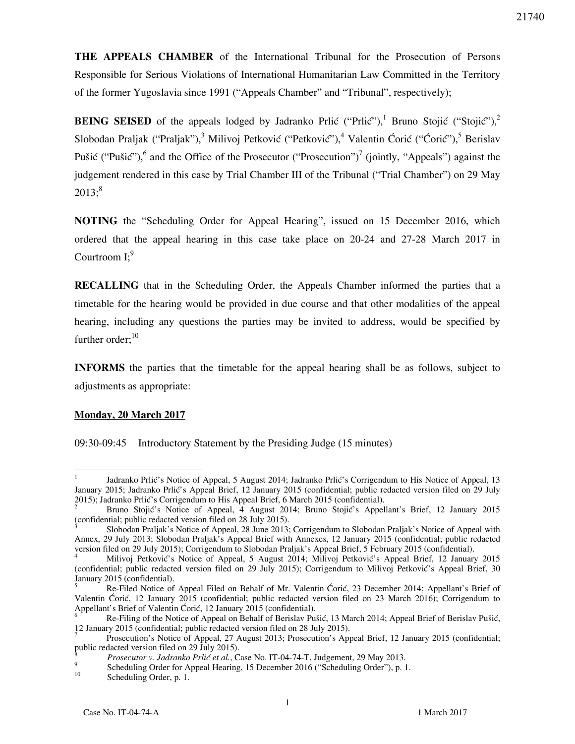**THE APPEALS CHAMBER** of the International Tribunal for the Prosecution of Persons Responsible for Serious Violations of International Humanitarian Law Committed in the Territory of the former Yugoslavia since 1991 ("Appeals Chamber" and "Tribunal", respectively);

**BEING SEISED** of the appeals lodged by Jadranko Prlić ("Prlić"),[1] Bruno Stojić ("Stojić"),[2] Slobodan Praljak ("Praljak"),[3] Milivoj Petković ("Petković"),[4] Valentin Ćorić ("Ćorić"),[5] Berislav Pušić ("Pušić"),[6] and the Office of the Prosecutor ("Prosecution")[7] (jointly, "Appeals") against the judgement rendered in this case by Trial Chamber III of the Tribunal ("Trial Chamber") on 29 May 2013;[8]

**NOTING** the "Scheduling Order for Appeal Hearing", issued on 15 December 2016, which ordered that the appeal hearing in this case take place on 20-24 and 27-28 March 2017 in Courtroom I;[9]

**RECALLING** that in the Scheduling Order, the Appeals Chamber informed the parties that a timetable for the hearing would be provided in due course and that other modalities of the appeal hearing, including any questions the parties may be invited to address, would be specified by further order;[10]

**INFORMS** the parties that the timetable for the appeal hearing shall be as follows, subject to adjustments as appropriate:

**<u>Monday, 20 March 2017</u>**

09:30-09:45 Introductory Statement by the Presiding Judge (15 minutes)

---

[1] Jadranko Prlić's Notice of Appeal, 5 August 2014; Jadranko Prlić's Corrigendum to His Notice of Appeal, 13 January 2015; Jadranko Prlić's Appeal Brief, 12 January 2015 (confidential; public redacted version filed on 29 July 2015); Jadranko Prlić's Corrigendum to His Appeal Brief, 6 March 2015 (confidential).

[2] Bruno Stojić's Notice of Appeal, 4 August 2014; Bruno Stojić's Appellant's Brief, 12 January 2015 (confidential; public redacted version filed on 28 July 2015).

[3] Slobodan Praljak's Notice of Appeal, 28 June 2013; Corrigendum to Slobodan Praljak's Notice of Appeal with Annex, 29 July 2013; Slobodan Praljak's Appeal Brief with Annexes, 12 January 2015 (confidential; public redacted version filed on 29 July 2015); Corrigendum to Slobodan Praljak's Appeal Brief, 5 February 2015 (confidential).

[4] Milivoj Petković's Notice of Appeal, 5 August 2014; Milivoj Petković's Appeal Brief, 12 January 2015 (confidential; public redacted version filed on 29 July 2015); Corrigendum to Milivoj Petković's Appeal Brief, 30 January 2015 (confidential).

[5] Re-Filed Notice of Appeal Filed on Behalf of Mr. Valentin Ćorić, 23 December 2014; Appellant's Brief of Valentin Ćorić, 12 January 2015 (confidential; public redacted version filed on 23 March 2016); Corrigendum to Appellant's Brief of Valentin Ćorić, 12 January 2015 (confidential).

[6] Re-Filing of the Notice of Appeal on Behalf of Berislav Pušić, 13 March 2014; Appeal Brief of Berislav Pušić, 12 January 2015 (confidential; public redacted version filed on 28 July 2015).

[7] Prosecution's Notice of Appeal, 27 August 2013; Prosecution's Appeal Brief, 12 January 2015 (confidential; public redacted version filed on 29 July 2015).

[8] *Prosecutor v. Jadranko Prlić et al.*, Case No. IT-04-74-T, Judgement, 29 May 2013.

[9] Scheduling Order for Appeal Hearing, 15 December 2016 ("Scheduling Order"), p. 1.

[10] Scheduling Order, p. 1.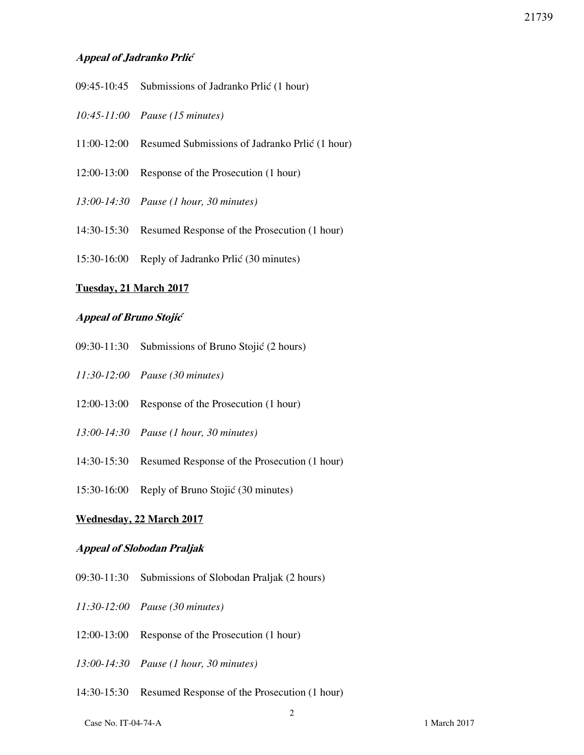***Appeal of Jadranko Prlić***

09:45-10:45 Submissions of Jadranko Prlić (1 hour)

*10:45-11:00 Pause (15 minutes)*

11:00-12:00 Resumed Submissions of Jadranko Prlić (1 hour)

12:00-13:00 Response of the Prosecution (1 hour)

*13:00-14:30 Pause (1 hour, 30 minutes)*

14:30-15:30 Resumed Response of the Prosecution (1 hour)

15:30-16:00 Reply of Jadranko Prlić (30 minutes)

**Tuesday, 21 March 2017**

***Appeal of Bruno Stojić***

09:30-11:30 Submissions of Bruno Stojić (2 hours)

*11:30-12:00 Pause (30 minutes)*

12:00-13:00 Response of the Prosecution (1 hour)

*13:00-14:30 Pause (1 hour, 30 minutes)*

14:30-15:30 Resumed Response of the Prosecution (1 hour)

15:30-16:00 Reply of Bruno Stojić (30 minutes)

**Wednesday, 22 March 2017**

***Appeal of Slobodan Praljak***

09:30-11:30 Submissions of Slobodan Praljak (2 hours)

*11:30-12:00 Pause (30 minutes)*

12:00-13:00 Response of the Prosecution (1 hour)

*13:00-14:30 Pause (1 hour, 30 minutes)*

14:30-15:30 Resumed Response of the Prosecution (1 hour)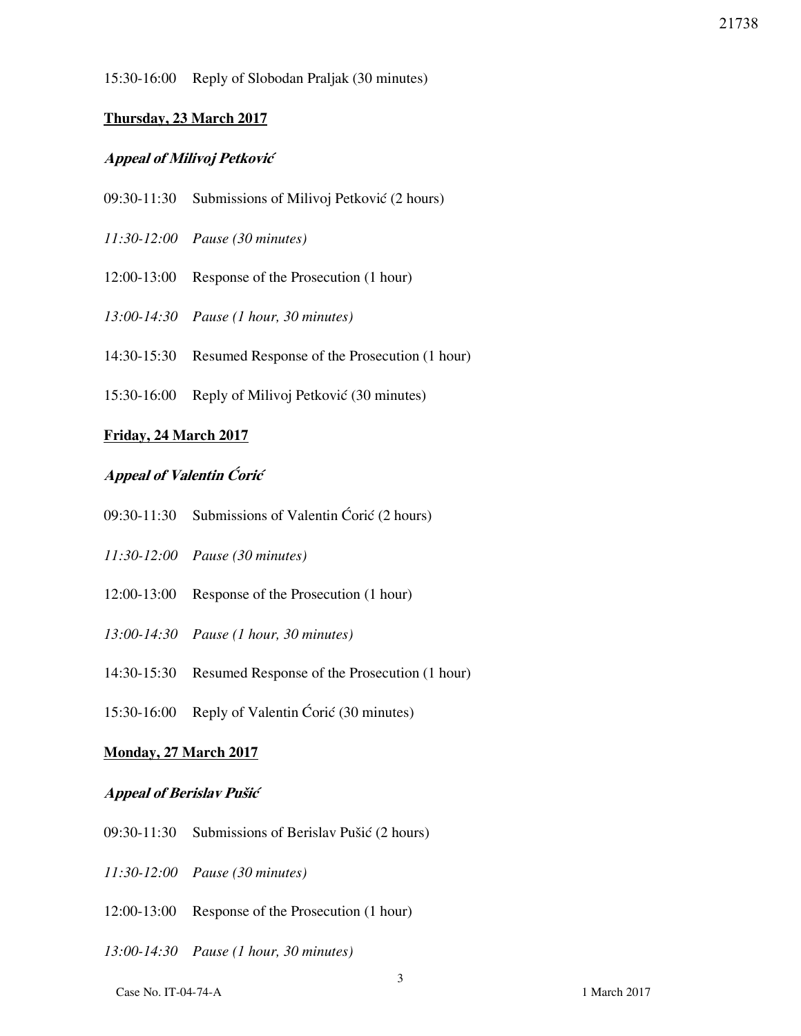15:30-16:00 Reply of Slobodan Praljak (30 minutes)

**Thursday, 23 March 2017**

***Appeal of Milivoj Petković***

09:30-11:30 Submissions of Milivoj Petković (2 hours)

*11:30-12:00 Pause (30 minutes)*

12:00-13:00 Response of the Prosecution (1 hour)

*13:00-14:30 Pause (1 hour, 30 minutes)*

14:30-15:30 Resumed Response of the Prosecution (1 hour)

15:30-16:00 Reply of Milivoj Petković (30 minutes)

**Friday, 24 March 2017**

***Appeal of Valentin Ćorić***

09:30-11:30 Submissions of Valentin Ćorić (2 hours)

*11:30-12:00 Pause (30 minutes)*

12:00-13:00 Response of the Prosecution (1 hour)

*13:00-14:30 Pause (1 hour, 30 minutes)*

14:30-15:30 Resumed Response of the Prosecution (1 hour)

15:30-16:00 Reply of Valentin Ćorić (30 minutes)

**Monday, 27 March 2017**

***Appeal of Berislav Pušić***

09:30-11:30 Submissions of Berislav Pušić (2 hours)

*11:30-12:00 Pause (30 minutes)*

12:00-13:00 Response of the Prosecution (1 hour)

*13:00-14:30 Pause (1 hour, 30 minutes)*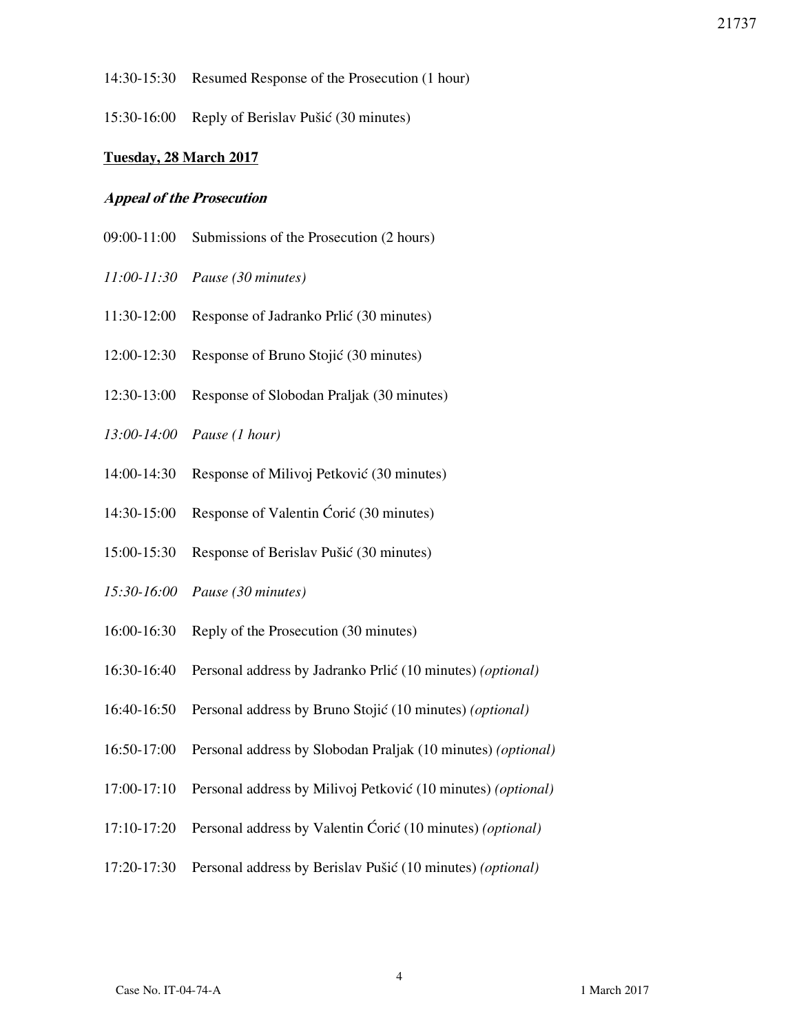14:30-15:30 Resumed Response of the Prosecution (1 hour)

15:30-16:00 Reply of Berislav Pušić (30 minutes)

**Tuesday, 28 March 2017**

***Appeal of the Prosecution***

09:00-11:00 Submissions of the Prosecution (2 hours)

*11:00-11:30 Pause (30 minutes)*

11:30-12:00 Response of Jadranko Prlić (30 minutes)

12:00-12:30 Response of Bruno Stojić (30 minutes)

12:30-13:00 Response of Slobodan Praljak (30 minutes)

*13:00-14:00 Pause (1 hour)*

14:00-14:30 Response of Milivoj Petković (30 minutes)

14:30-15:00 Response of Valentin Ćorić (30 minutes)

15:00-15:30 Response of Berislav Pušić (30 minutes)

*15:30-16:00 Pause (30 minutes)*

16:00-16:30 Reply of the Prosecution (30 minutes)

16:30-16:40 Personal address by Jadranko Prlić (10 minutes) *(optional)*

16:40-16:50 Personal address by Bruno Stojić (10 minutes) *(optional)*

16:50-17:00 Personal address by Slobodan Praljak (10 minutes) *(optional)*

17:00-17:10 Personal address by Milivoj Petković (10 minutes) *(optional)*

17:10-17:20 Personal address by Valentin Ćorić (10 minutes) *(optional)*

17:20-17:30 Personal address by Berislav Pušić (10 minutes) *(optional)*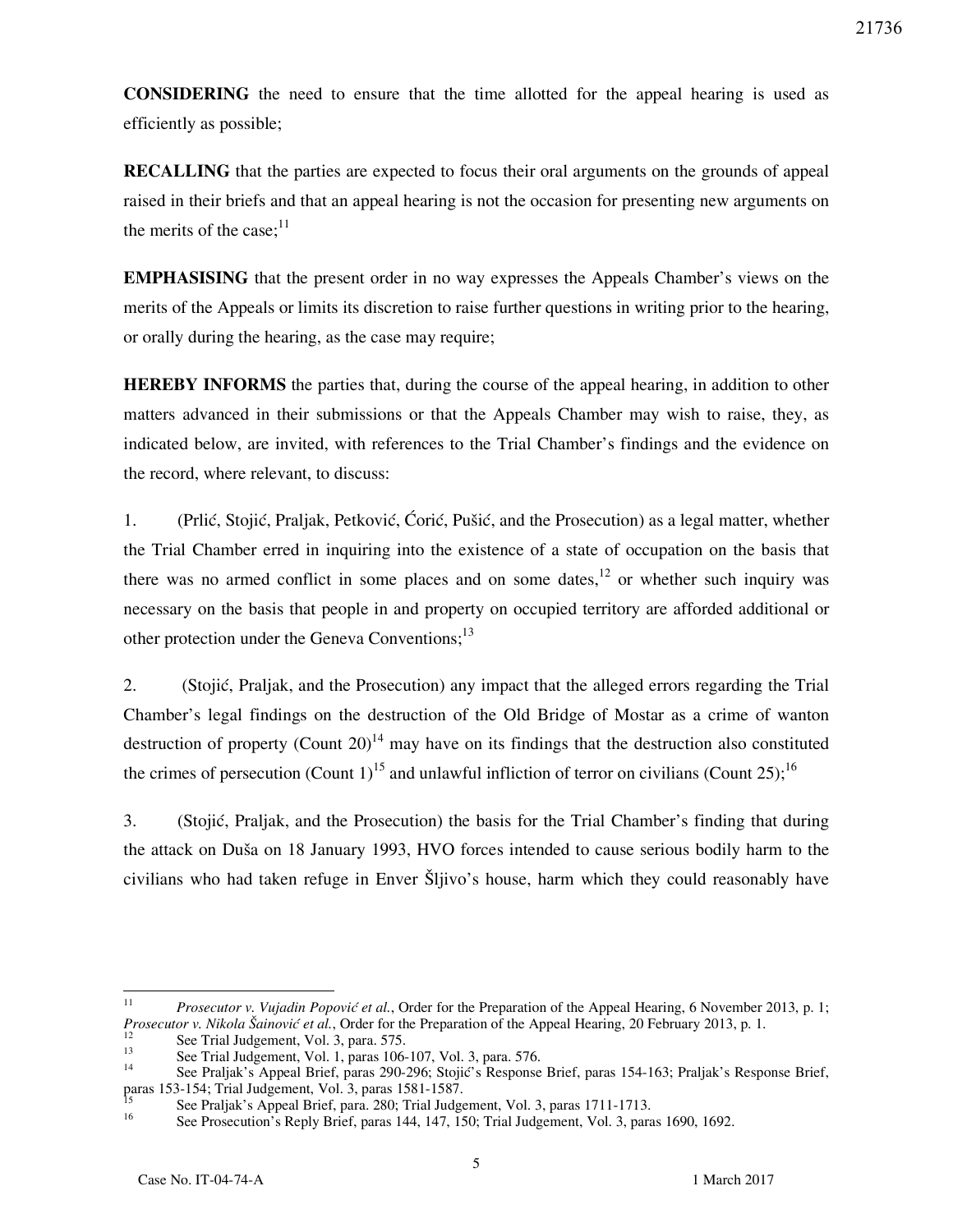**CONSIDERING** the need to ensure that the time allotted for the appeal hearing is used as efficiently as possible;

**RECALLING** that the parties are expected to focus their oral arguments on the grounds of appeal raised in their briefs and that an appeal hearing is not the occasion for presenting new arguments on the merits of the case;[11]

**EMPHASISING** that the present order in no way expresses the Appeals Chamber's views on the merits of the Appeals or limits its discretion to raise further questions in writing prior to the hearing, or orally during the hearing, as the case may require;

**HEREBY INFORMS** the parties that, during the course of the appeal hearing, in addition to other matters advanced in their submissions or that the Appeals Chamber may wish to raise, they, as indicated below, are invited, with references to the Trial Chamber's findings and the evidence on the record, where relevant, to discuss:

1. (Prlić, Stojić, Praljak, Petković, Ćorić, Pušić, and the Prosecution) as a legal matter, whether the Trial Chamber erred in inquiring into the existence of a state of occupation on the basis that there was no armed conflict in some places and on some dates,[12] or whether such inquiry was necessary on the basis that people in and property on occupied territory are afforded additional or other protection under the Geneva Conventions;[13]

2. (Stojić, Praljak, and the Prosecution) any impact that the alleged errors regarding the Trial Chamber's legal findings on the destruction of the Old Bridge of Mostar as a crime of wanton destruction of property (Count 20)[14] may have on its findings that the destruction also constituted the crimes of persecution (Count 1)[15] and unlawful infliction of terror on civilians (Count 25);[16]

3. (Stojić, Praljak, and the Prosecution) the basis for the Trial Chamber's finding that during the attack on Duša on 18 January 1993, HVO forces intended to cause serious bodily harm to the civilians who had taken refuge in Enver Šljivo's house, harm which they could reasonably have

---

[11] *Prosecutor v. Vujadin Popović et al.*, Order for the Preparation of the Appeal Hearing, 6 November 2013, p. 1; *Prosecutor v. Nikola Šainović et al.*, Order for the Preparation of the Appeal Hearing, 20 February 2013, p. 1.

[12] See Trial Judgement, Vol. 3, para. 575.

[13] See Trial Judgement, Vol. 1, paras 106-107, Vol. 3, para. 576.

[14] See Praljak's Appeal Brief, paras 290-296; Stojić's Response Brief, paras 154-163; Praljak's Response Brief, paras 153-154; Trial Judgement, Vol. 3, paras 1581-1587.

[15] See Praljak's Appeal Brief, para. 280; Trial Judgement, Vol. 3, paras 1711-1713.

[16] See Prosecution's Reply Brief, paras 144, 147, 150; Trial Judgement, Vol. 3, paras 1690, 1692.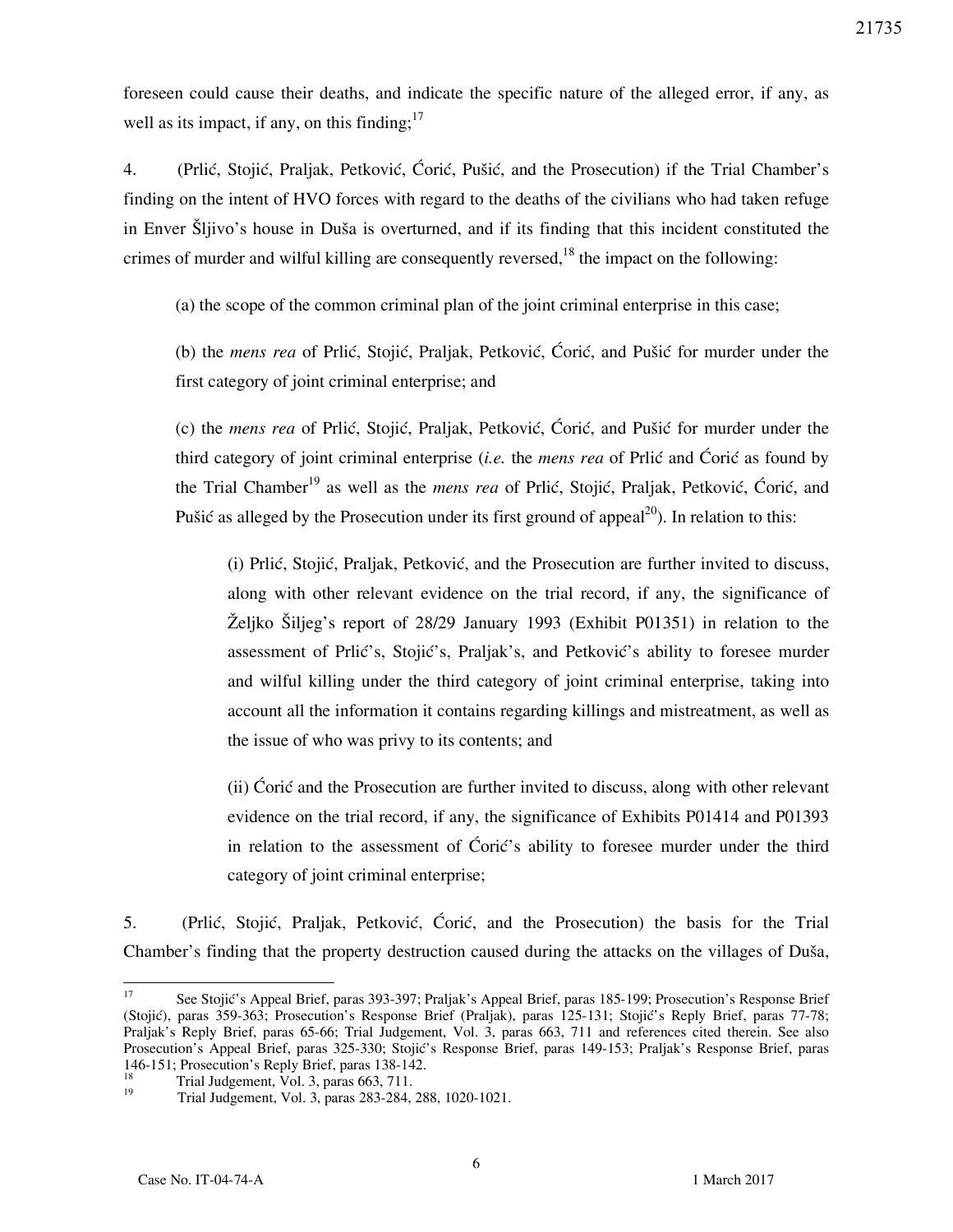foreseen could cause their deaths, and indicate the specific nature of the alleged error, if any, as well as its impact, if any, on this finding;[17]

4. (Prlić, Stojić, Praljak, Petković, Ćorić, Pušić, and the Prosecution) if the Trial Chamber's finding on the intent of HVO forces with regard to the deaths of the civilians who had taken refuge in Enver Šljivo's house in Duša is overturned, and if its finding that this incident constituted the crimes of murder and wilful killing are consequently reversed,[18] the impact on the following:

(a) the scope of the common criminal plan of the joint criminal enterprise in this case;

(b) the *mens rea* of Prlić, Stojić, Praljak, Petković, Ćorić, and Pušić for murder under the first category of joint criminal enterprise; and

(c) the *mens rea* of Prlić, Stojić, Praljak, Petković, Ćorić, and Pušić for murder under the third category of joint criminal enterprise (*i.e.* the *mens rea* of Prlić and Ćorić as found by the Trial Chamber[19] as well as the *mens rea* of Prlić, Stojić, Praljak, Petković, Ćorić, and Pušić as alleged by the Prosecution under its first ground of appeal[20]). In relation to this:

(i) Prlić, Stojić, Praljak, Petković, and the Prosecution are further invited to discuss, along with other relevant evidence on the trial record, if any, the significance of Željko Šiljeg's report of 28/29 January 1993 (Exhibit P01351) in relation to the assessment of Prlić's, Stojić's, Praljak's, and Petković's ability to foresee murder and wilful killing under the third category of joint criminal enterprise, taking into account all the information it contains regarding killings and mistreatment, as well as the issue of who was privy to its contents; and

(ii) Ćorić and the Prosecution are further invited to discuss, along with other relevant evidence on the trial record, if any, the significance of Exhibits P01414 and P01393 in relation to the assessment of Ćorić's ability to foresee murder under the third category of joint criminal enterprise;

5. (Prlić, Stojić, Praljak, Petković, Ćorić, and the Prosecution) the basis for the Trial Chamber's finding that the property destruction caused during the attacks on the villages of Duša,

---

[17] See Stojić's Appeal Brief, paras 393-397; Praljak's Appeal Brief, paras 185-199; Prosecution's Response Brief (Stojić), paras 359-363; Prosecution's Response Brief (Praljak), paras 125-131; Stojić's Reply Brief, paras 77-78; Praljak's Reply Brief, paras 65-66; Trial Judgement, Vol. 3, paras 663, 711 and references cited therein. See also Prosecution's Appeal Brief, paras 325-330; Stojić's Response Brief, paras 149-153; Praljak's Response Brief, paras 146-151; Prosecution's Reply Brief, paras 138-142.

[18] Trial Judgement, Vol. 3, paras 663, 711.

[19] Trial Judgement, Vol. 3, paras 283-284, 288, 1020-1021.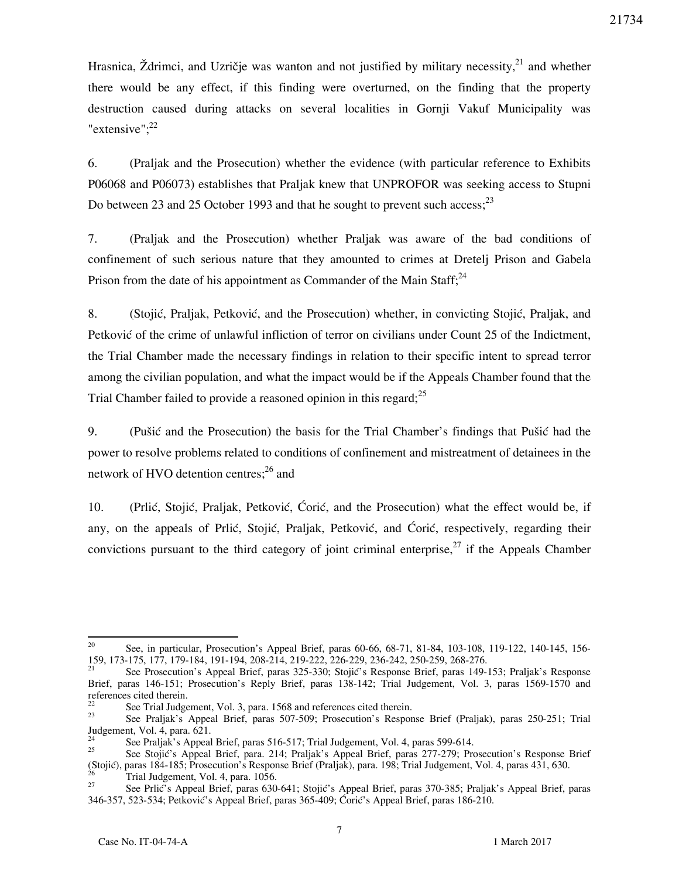Hrasnica, Ždrimci, and Uzričje was wanton and not justified by military necessity,[21] and whether there would be any effect, if this finding were overturned, on the finding that the property destruction caused during attacks on several localities in Gornji Vakuf Municipality was "extensive";[22]

6. (Praljak and the Prosecution) whether the evidence (with particular reference to Exhibits P06068 and P06073) establishes that Praljak knew that UNPROFOR was seeking access to Stupni Do between 23 and 25 October 1993 and that he sought to prevent such access;[23]

7. (Praljak and the Prosecution) whether Praljak was aware of the bad conditions of confinement of such serious nature that they amounted to crimes at Dretelj Prison and Gabela Prison from the date of his appointment as Commander of the Main Staff;[24]

8. (Stojić, Praljak, Petković, and the Prosecution) whether, in convicting Stojić, Praljak, and Petković of the crime of unlawful infliction of terror on civilians under Count 25 of the Indictment, the Trial Chamber made the necessary findings in relation to their specific intent to spread terror among the civilian population, and what the impact would be if the Appeals Chamber found that the Trial Chamber failed to provide a reasoned opinion in this regard;[25]

9. (Pušić and the Prosecution) the basis for the Trial Chamber's findings that Pušić had the power to resolve problems related to conditions of confinement and mistreatment of detainees in the network of HVO detention centres;[26] and

10. (Prlić, Stojić, Praljak, Petković, Ćorić, and the Prosecution) what the effect would be, if any, on the appeals of Prlić, Stojić, Praljak, Petković, and Ćorić, respectively, regarding their convictions pursuant to the third category of joint criminal enterprise,[27] if the Appeals Chamber

---

[20] See, in particular, Prosecution's Appeal Brief, paras 60-66, 68-71, 81-84, 103-108, 119-122, 140-145, 156-159, 173-175, 177, 179-184, 191-194, 208-214, 219-222, 226-229, 236-242, 250-259, 268-276.

[21] See Prosecution's Appeal Brief, paras 325-330; Stojić's Response Brief, paras 149-153; Praljak's Response Brief, paras 146-151; Prosecution's Reply Brief, paras 138-142; Trial Judgement, Vol. 3, paras 1569-1570 and references cited therein.

[22] See Trial Judgement, Vol. 3, para. 1568 and references cited therein.

[23] See Praljak's Appeal Brief, paras 507-509; Prosecution's Response Brief (Praljak), paras 250-251; Trial Judgement, Vol. 4, para. 621.

[24] See Praljak's Appeal Brief, paras 516-517; Trial Judgement, Vol. 4, paras 599-614.

[25] See Stojić's Appeal Brief, para. 214; Praljak's Appeal Brief, paras 277-279; Prosecution's Response Brief (Stojić), paras 184-185; Prosecution's Response Brief (Praljak), para. 198; Trial Judgement, Vol. 4, paras 431, 630.

[26] Trial Judgement, Vol. 4, para. 1056.

[27] See Prlić's Appeal Brief, paras 630-641; Stojić's Appeal Brief, paras 370-385; Praljak's Appeal Brief, paras 346-357, 523-534; Petković's Appeal Brief, paras 365-409; Ćorić's Appeal Brief, paras 186-210.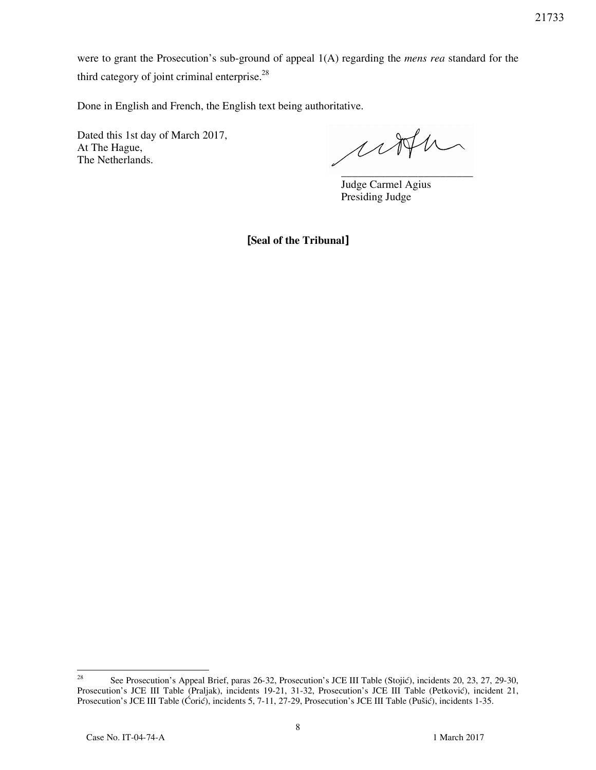were to grant the Prosecution's sub-ground of appeal 1(A) regarding the *mens rea* standard for the third category of joint criminal enterprise.[28]

Done in English and French, the English text being authoritative.

Dated this 1st day of March 2017,
At The Hague,
The Netherlands.

\_\_\_\_\_\_\_\_\_\_\_\_\_\_\_\_\_\_\_\_\_\_\_\_
Judge Carmel Agius
Presiding Judge

**[Seal of the Tribunal]**

---

[28] See Prosecution's Appeal Brief, paras 26-32, Prosecution's JCE III Table (Stojić), incidents 20, 23, 27, 29-30, Prosecution's JCE III Table (Praljak), incidents 19-21, 31-32, Prosecution's JCE III Table (Petković), incident 21, Prosecution's JCE III Table (Ćorić), incidents 5, 7-11, 27-29, Prosecution's JCE III Table (Pušić), incidents 1-35.